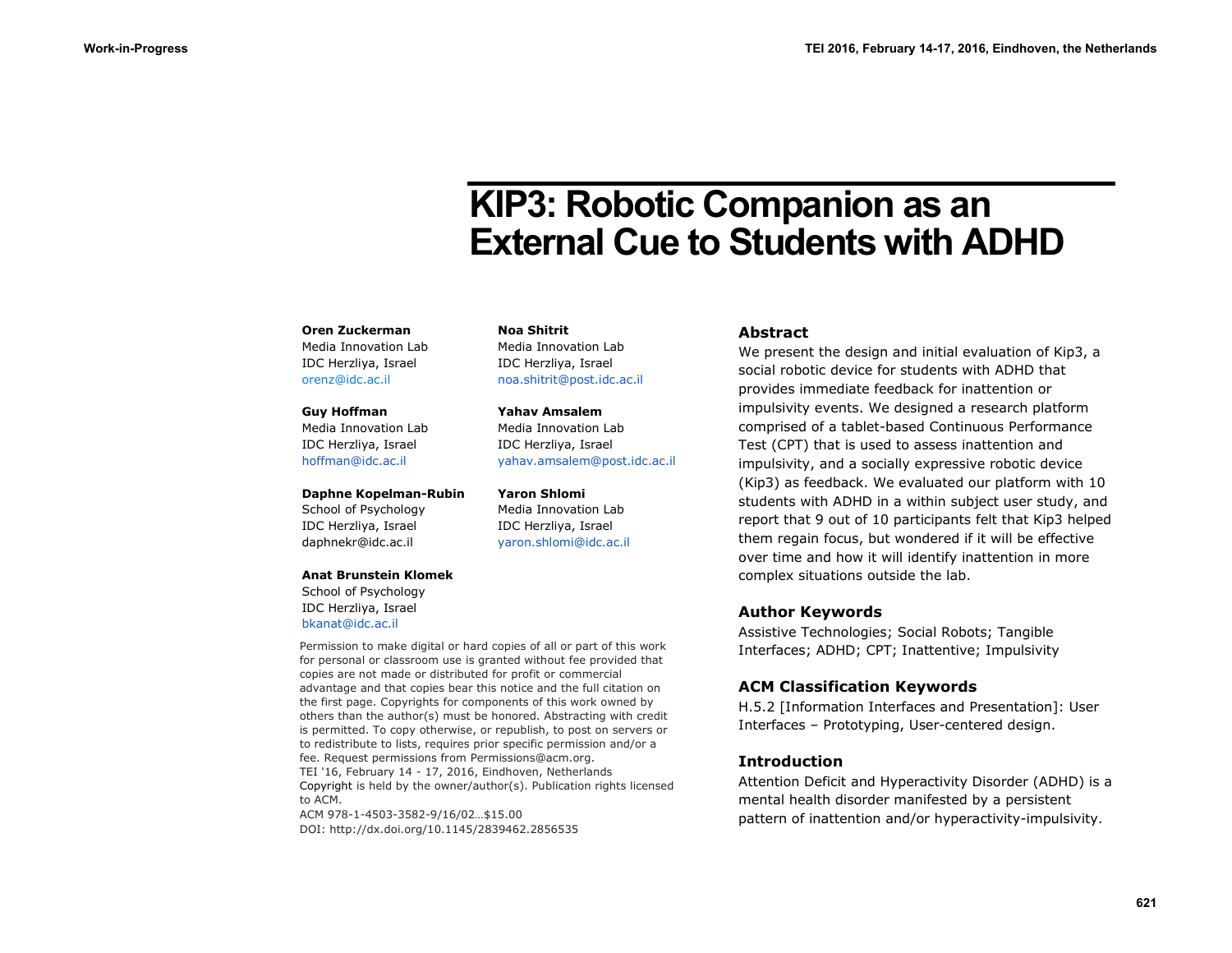# KIP3: Robotic Companion as an External Cue to Students with ADHD

**Oren Zuckerman**
Media Innovation Lab
IDC Herzliya, Israel
orenz@idc.ac.il

**Guy Hoffman**
Media Innovation Lab
IDC Herzliya, Israel
hoffman@idc.ac.il

**Daphne Kopelman-Rubin**
School of Psychology
IDC Herzliya, Israel
daphnekr@idc.ac.il

**Anat Brunstein Klomek**
School of Psychology
IDC Herzliya, Israel
bkanat@idc.ac.il

**Noa Shitrit**
Media Innovation Lab
IDC Herzliya, Israel
noa.shitrit@post.idc.ac.il

**Yahav Amsalem**
Media Innovation Lab
IDC Herzliya, Israel
yahav.amsalem@post.idc.ac.il

**Yaron Shlomi**
Media Innovation Lab
IDC Herzliya, Israel
yaron.shlomi@idc.ac.il

Permission to make digital or hard copies of all or part of this work for personal or classroom use is granted without fee provided that copies are not made or distributed for profit or commercial advantage and that copies bear this notice and the full citation on the first page. Copyrights for components of this work owned by others than the author(s) must be honored. Abstracting with credit is permitted. To copy otherwise, or republish, to post on servers or to redistribute to lists, requires prior specific permission and/or a fee. Request permissions from Permissions@acm.org.
TEI '16, February 14 - 17, 2016, Eindhoven, Netherlands
Copyright is held by the owner/author(s). Publication rights licensed to ACM.
ACM 978-1-4503-3582-9/16/02…$15.00
DOI: http://dx.doi.org/10.1145/2839462.2856535

## Abstract

We present the design and initial evaluation of Kip3, a social robotic device for students with ADHD that provides immediate feedback for inattention or impulsivity events. We designed a research platform comprised of a tablet-based Continuous Performance Test (CPT) that is used to assess inattention and impulsivity, and a socially expressive robotic device (Kip3) as feedback. We evaluated our platform with 10 students with ADHD in a within subject user study, and report that 9 out of 10 participants felt that Kip3 helped them regain focus, but wondered if it will be effective over time and how it will identify inattention in more complex situations outside the lab.

## Author Keywords

Assistive Technologies; Social Robots; Tangible Interfaces; ADHD; CPT; Inattentive; Impulsivity

## ACM Classification Keywords

H.5.2 [Information Interfaces and Presentation]: User Interfaces – Prototyping, User-centered design.

## Introduction

Attention Deficit and Hyperactivity Disorder (ADHD) is a mental health disorder manifested by a persistent pattern of inattention and/or hyperactivity-impulsivity.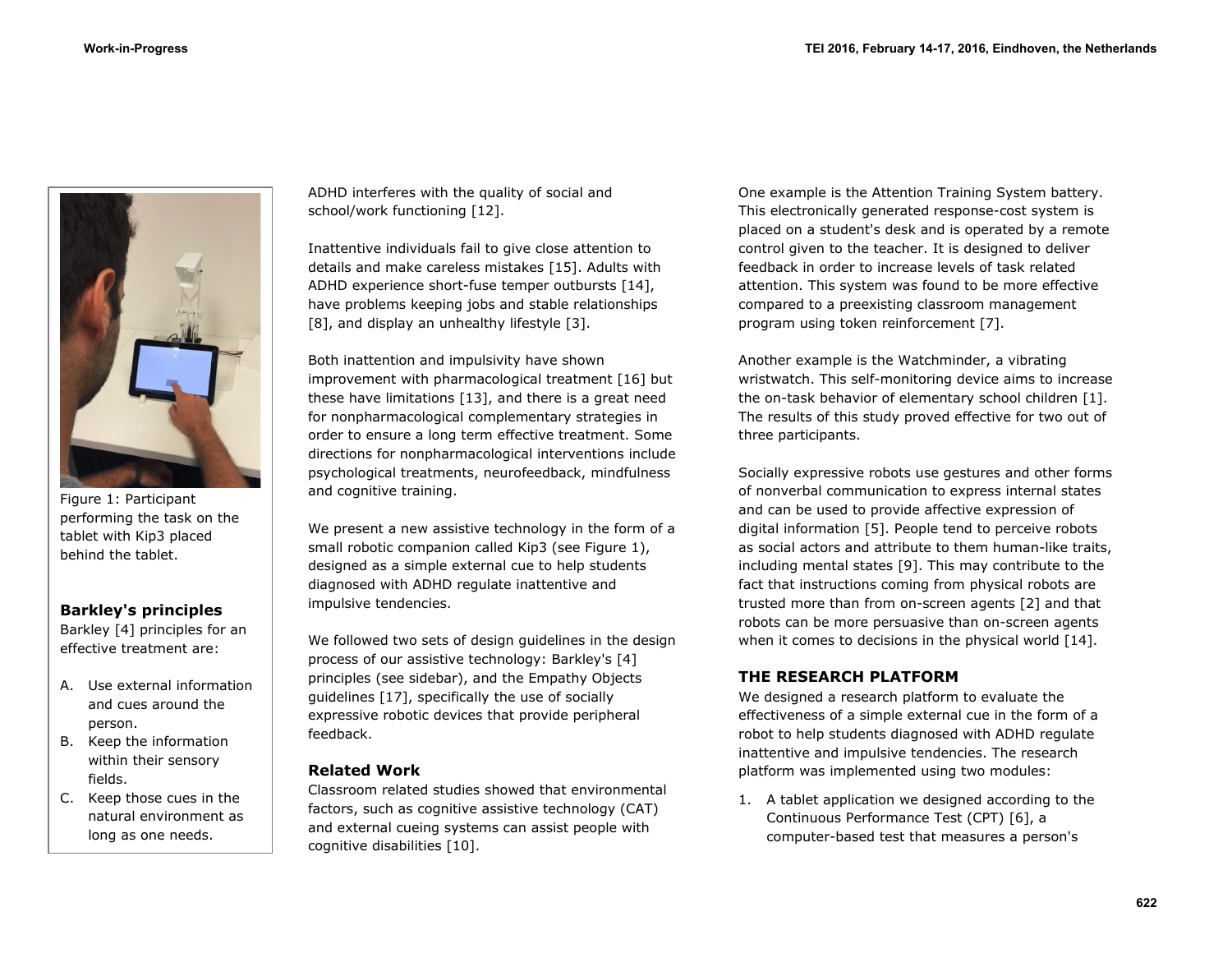Figure 1: Participant performing the task on the tablet with Kip3 placed behind the tablet.

### Barkley's principles

Barkley [4] principles for an effective treatment are:

A. Use external information and cues around the person.
B. Keep the information within their sensory fields.
C. Keep those cues in the natural environment as long as one needs.

ADHD interferes with the quality of social and school/work functioning [12].

Inattentive individuals fail to give close attention to details and make careless mistakes [15]. Adults with ADHD experience short-fuse temper outbursts [14], have problems keeping jobs and stable relationships [8], and display an unhealthy lifestyle [3].

Both inattention and impulsivity have shown improvement with pharmacological treatment [16] but these have limitations [13], and there is a great need for nonpharmacological complementary strategies in order to ensure a long term effective treatment. Some directions for nonpharmacological interventions include psychological treatments, neurofeedback, mindfulness and cognitive training.

We present a new assistive technology in the form of a small robotic companion called Kip3 (see Figure 1), designed as a simple external cue to help students diagnosed with ADHD regulate inattentive and impulsive tendencies.

We followed two sets of design guidelines in the design process of our assistive technology: Barkley's [4] principles (see sidebar), and the Empathy Objects guidelines [17], specifically the use of socially expressive robotic devices that provide peripheral feedback.

### Related Work

Classroom related studies showed that environmental factors, such as cognitive assistive technology (CAT) and external cueing systems can assist people with cognitive disabilities [10].

One example is the Attention Training System battery. This electronically generated response-cost system is placed on a student's desk and is operated by a remote control given to the teacher. It is designed to deliver feedback in order to increase levels of task related attention. This system was found to be more effective compared to a preexisting classroom management program using token reinforcement [7].

Another example is the Watchminder, a vibrating wristwatch. This self-monitoring device aims to increase the on-task behavior of elementary school children [1]. The results of this study proved effective for two out of three participants.

Socially expressive robots use gestures and other forms of nonverbal communication to express internal states and can be used to provide affective expression of digital information [5]. People tend to perceive robots as social actors and attribute to them human-like traits, including mental states [9]. This may contribute to the fact that instructions coming from physical robots are trusted more than from on-screen agents [2] and that robots can be more persuasive than on-screen agents when it comes to decisions in the physical world [14].

## THE RESEARCH PLATFORM

We designed a research platform to evaluate the effectiveness of a simple external cue in the form of a robot to help students diagnosed with ADHD regulate inattentive and impulsive tendencies. The research platform was implemented using two modules:

1. A tablet application we designed according to the Continuous Performance Test (CPT) [6], a computer-based test that measures a person's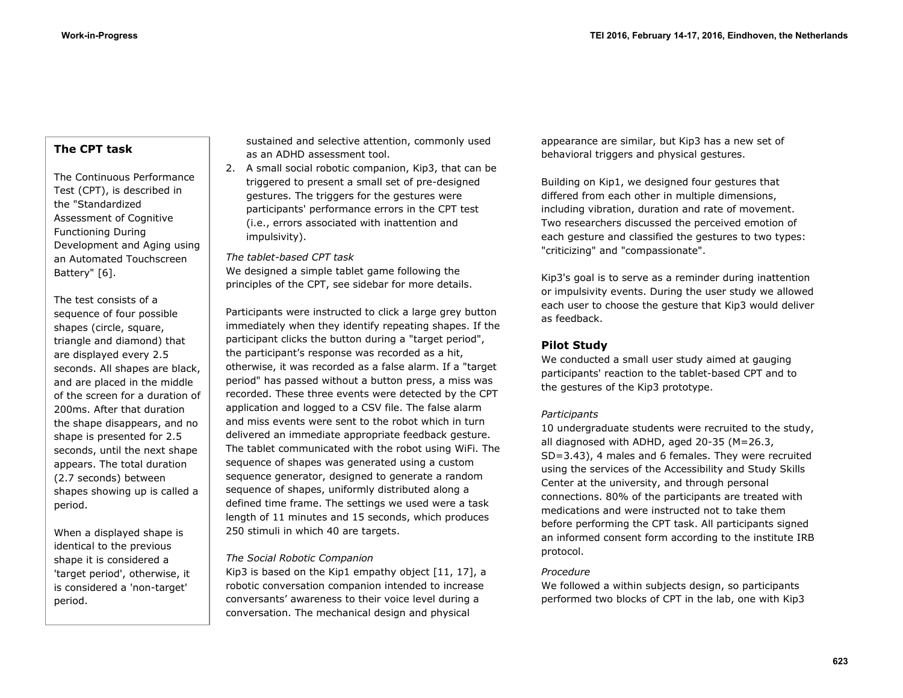### The CPT task

The Continuous Performance Test (CPT), is described in the "Standardized Assessment of Cognitive Functioning During Development and Aging using an Automated Touchscreen Battery" [6].

The test consists of a sequence of four possible shapes (circle, square, triangle and diamond) that are displayed every 2.5 seconds. All shapes are black, and are placed in the middle of the screen for a duration of 200ms. After that duration the shape disappears, and no shape is presented for 2.5 seconds, until the next shape appears. The total duration (2.7 seconds) between shapes showing up is called a period.

When a displayed shape is identical to the previous shape it is considered a 'target period', otherwise, it is considered a 'non-target' period.

sustained and selective attention, commonly used as an ADHD assessment tool.

2. A small social robotic companion, Kip3, that can be triggered to present a small set of pre-designed gestures. The triggers for the gestures were participants' performance errors in the CPT test (i.e., errors associated with inattention and impulsivity).

*The tablet-based CPT task*

We designed a simple tablet game following the principles of the CPT, see sidebar for more details.

Participants were instructed to click a large grey button immediately when they identify repeating shapes. If the participant clicks the button during a "target period", the participant's response was recorded as a hit, otherwise, it was recorded as a false alarm. If a "target period" has passed without a button press, a miss was recorded. These three events were detected by the CPT application and logged to a CSV file. The false alarm and miss events were sent to the robot which in turn delivered an immediate appropriate feedback gesture. The tablet communicated with the robot using WiFi. The sequence of shapes was generated using a custom sequence generator, designed to generate a random sequence of shapes, uniformly distributed along a defined time frame. The settings we used were a task length of 11 minutes and 15 seconds, which produces 250 stimuli in which 40 are targets.

*The Social Robotic Companion*

Kip3 is based on the Kip1 empathy object [11, 17], a robotic conversation companion intended to increase conversants' awareness to their voice level during a conversation. The mechanical design and physical appearance are similar, but Kip3 has a new set of behavioral triggers and physical gestures.

Building on Kip1, we designed four gestures that differed from each other in multiple dimensions, including vibration, duration and rate of movement. Two researchers discussed the perceived emotion of each gesture and classified the gestures to two types: "criticizing" and "compassionate".

Kip3's goal is to serve as a reminder during inattention or impulsivity events. During the user study we allowed each user to choose the gesture that Kip3 would deliver as feedback.

## Pilot Study

We conducted a small user study aimed at gauging participants' reaction to the tablet-based CPT and to the gestures of the Kip3 prototype.

*Participants*

10 undergraduate students were recruited to the study, all diagnosed with ADHD, aged 20-35 (M=26.3, SD=3.43), 4 males and 6 females. They were recruited using the services of the Accessibility and Study Skills Center at the university, and through personal connections. 80% of the participants are treated with medications and were instructed not to take them before performing the CPT task. All participants signed an informed consent form according to the institute IRB protocol.

*Procedure*

We followed a within subjects design, so participants performed two blocks of CPT in the lab, one with Kip3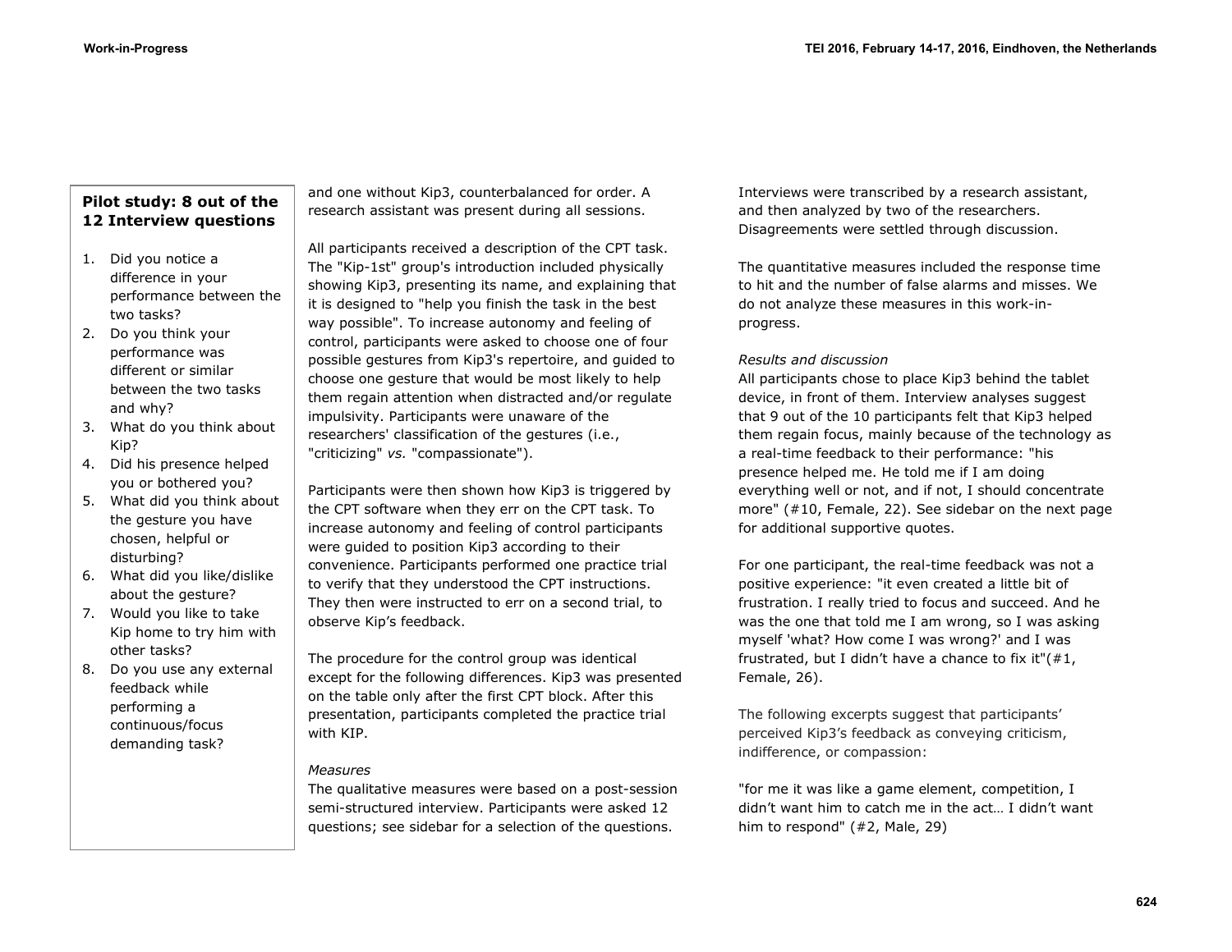### Pilot study: 8 out of the 12 Interview questions

1. Did you notice a difference in your performance between the two tasks?
2. Do you think your performance was different or similar between the two tasks and why?
3. What do you think about Kip?
4. Did his presence helped you or bothered you?
5. What did you think about the gesture you have chosen, helpful or disturbing?
6. What did you like/dislike about the gesture?
7. Would you like to take Kip home to try him with other tasks?
8. Do you use any external feedback while performing a continuous/focus demanding task?

and one without Kip3, counterbalanced for order. A research assistant was present during all sessions.

All participants received a description of the CPT task. The "Kip-1st" group's introduction included physically showing Kip3, presenting its name, and explaining that it is designed to "help you finish the task in the best way possible". To increase autonomy and feeling of control, participants were asked to choose one of four possible gestures from Kip3's repertoire, and guided to choose one gesture that would be most likely to help them regain attention when distracted and/or regulate impulsivity. Participants were unaware of the researchers' classification of the gestures (i.e., "criticizing" *vs.* "compassionate").

Participants were then shown how Kip3 is triggered by the CPT software when they err on the CPT task. To increase autonomy and feeling of control participants were guided to position Kip3 according to their convenience. Participants performed one practice trial to verify that they understood the CPT instructions. They then were instructed to err on a second trial, to observe Kip's feedback.

The procedure for the control group was identical except for the following differences. Kip3 was presented on the table only after the first CPT block. After this presentation, participants completed the practice trial with KIP.

*Measures*

The qualitative measures were based on a post-session semi-structured interview. Participants were asked 12 questions; see sidebar for a selection of the questions.

Interviews were transcribed by a research assistant, and then analyzed by two of the researchers. Disagreements were settled through discussion.

The quantitative measures included the response time to hit and the number of false alarms and misses. We do not analyze these measures in this work-in-progress.

*Results and discussion*

All participants chose to place Kip3 behind the tablet device, in front of them. Interview analyses suggest that 9 out of the 10 participants felt that Kip3 helped them regain focus, mainly because of the technology as a real-time feedback to their performance: "his presence helped me. He told me if I am doing everything well or not, and if not, I should concentrate more" (#10, Female, 22). See sidebar on the next page for additional supportive quotes.

For one participant, the real-time feedback was not a positive experience: "it even created a little bit of frustration. I really tried to focus and succeed. And he was the one that told me I am wrong, so I was asking myself 'what? How come I was wrong?' and I was frustrated, but I didn't have a chance to fix it"(#1, Female, 26).

The following excerpts suggest that participants' perceived Kip3's feedback as conveying criticism, indifference, or compassion:

"for me it was like a game element, competition, I didn't want him to catch me in the act… I didn't want him to respond" (#2, Male, 29)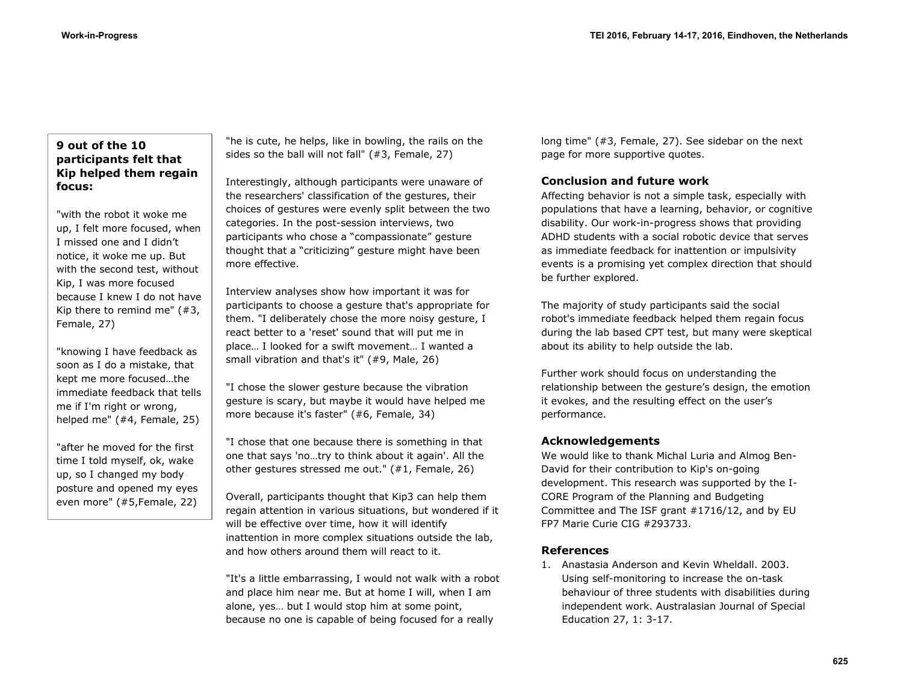**9 out of the 10 participants felt that Kip helped them regain focus:**

"with the robot it woke me up, I felt more focused, when I missed one and I didn't notice, it woke me up. But with the second test, without Kip, I was more focused because I knew I do not have Kip there to remind me" (#3, Female, 27)

"knowing I have feedback as soon as I do a mistake, that kept me more focused…the immediate feedback that tells me if I'm right or wrong, helped me" (#4, Female, 25)

"after he moved for the first time I told myself, ok, wake up, so I changed my body posture and opened my eyes even more" (#5,Female, 22)

"he is cute, he helps, like in bowling, the rails on the sides so the ball will not fall" (#3, Female, 27)

Interestingly, although participants were unaware of the researchers' classification of the gestures, their choices of gestures were evenly split between the two categories. In the post-session interviews, two participants who chose a "compassionate" gesture thought that a "criticizing" gesture might have been more effective.

Interview analyses show how important it was for participants to choose a gesture that's appropriate for them. "I deliberately chose the more noisy gesture, I react better to a 'reset' sound that will put me in place… I looked for a swift movement… I wanted a small vibration and that's it" (#9, Male, 26)

"I chose the slower gesture because the vibration gesture is scary, but maybe it would have helped me more because it's faster" (#6, Female, 34)

"I chose that one because there is something in that one that says 'no…try to think about it again'. All the other gestures stressed me out." (#1, Female, 26)

Overall, participants thought that Kip3 can help them regain attention in various situations, but wondered if it will be effective over time, how it will identify inattention in more complex situations outside the lab, and how others around them will react to it.

"It's a little embarrassing, I would not walk with a robot and place him near me. But at home I will, when I am alone, yes… but I would stop him at some point, because no one is capable of being focused for a really long time" (#3, Female, 27). See sidebar on the next page for more supportive quotes.

## Conclusion and future work

Affecting behavior is not a simple task, especially with populations that have a learning, behavior, or cognitive disability. Our work-in-progress shows that providing ADHD students with a social robotic device that serves as immediate feedback for inattention or impulsivity events is a promising yet complex direction that should be further explored.

The majority of study participants said the social robot's immediate feedback helped them regain focus during the lab based CPT test, but many were skeptical about its ability to help outside the lab.

Further work should focus on understanding the relationship between the gesture's design, the emotion it evokes, and the resulting effect on the user's performance.

## Acknowledgements

We would like to thank Michal Luria and Almog Ben-David for their contribution to Kip's on-going development. This research was supported by the I-CORE Program of the Planning and Budgeting Committee and The ISF grant #1716/12, and by EU FP7 Marie Curie CIG #293733.

## References

1. Anastasia Anderson and Kevin Wheldall. 2003. Using self-monitoring to increase the on-task behaviour of three students with disabilities during independent work. Australasian Journal of Special Education 27, 1: 3-17.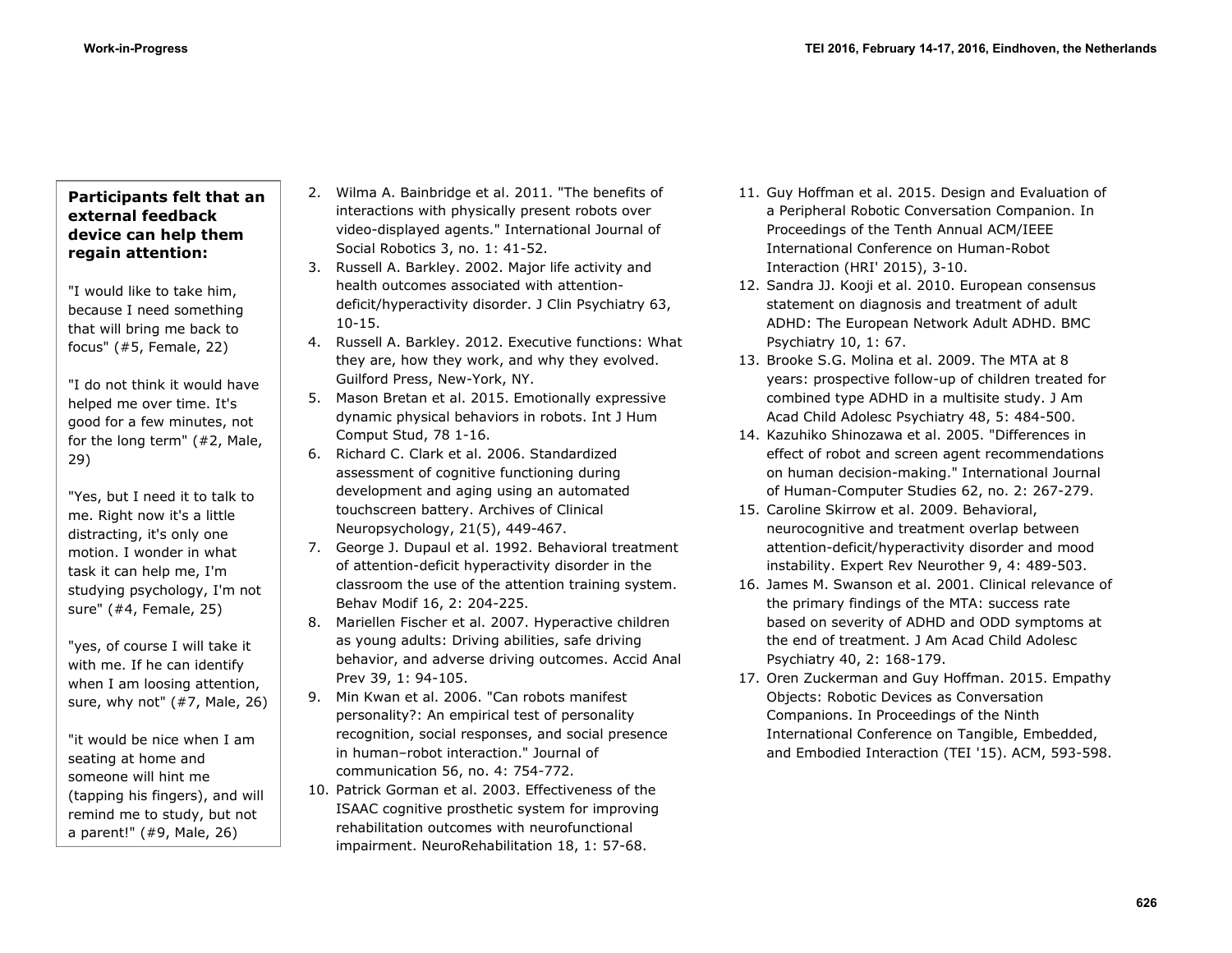**Participants felt that an external feedback device can help them regain attention:**

"I would like to take him, because I need something that will bring me back to focus" (#5, Female, 22)

"I do not think it would have helped me over time. It's good for a few minutes, not for the long term" (#2, Male, 29)

"Yes, but I need it to talk to me. Right now it's a little distracting, it's only one motion. I wonder in what task it can help me, I'm studying psychology, I'm not sure" (#4, Female, 25)

"yes, of course I will take it with me. If he can identify when I am loosing attention, sure, why not" (#7, Male, 26)

"it would be nice when I am seating at home and someone will hint me (tapping his fingers), and will remind me to study, but not a parent!" (#9, Male, 26)

2. Wilma A. Bainbridge et al. 2011. "The benefits of interactions with physically present robots over video-displayed agents." International Journal of Social Robotics 3, no. 1: 41-52.
3. Russell A. Barkley. 2002. Major life activity and health outcomes associated with attention-deficit/hyperactivity disorder. J Clin Psychiatry 63, 10-15.
4. Russell A. Barkley. 2012. Executive functions: What they are, how they work, and why they evolved. Guilford Press, New-York, NY.
5. Mason Bretan et al. 2015. Emotionally expressive dynamic physical behaviors in robots. Int J Hum Comput Stud, 78 1-16.
6. Richard C. Clark et al. 2006. Standardized assessment of cognitive functioning during development and aging using an automated touchscreen battery. Archives of Clinical Neuropsychology, 21(5), 449-467.
7. George J. Dupaul et al. 1992. Behavioral treatment of attention-deficit hyperactivity disorder in the classroom the use of the attention training system. Behav Modif 16, 2: 204-225.
8. Mariellen Fischer et al. 2007. Hyperactive children as young adults: Driving abilities, safe driving behavior, and adverse driving outcomes. Accid Anal Prev 39, 1: 94-105.
9. Min Kwan et al. 2006. "Can robots manifest personality?: An empirical test of personality recognition, social responses, and social presence in human–robot interaction." Journal of communication 56, no. 4: 754-772.
10. Patrick Gorman et al. 2003. Effectiveness of the ISAAC cognitive prosthetic system for improving rehabilitation outcomes with neurofunctional impairment. NeuroRehabilitation 18, 1: 57-68.
11. Guy Hoffman et al. 2015. Design and Evaluation of a Peripheral Robotic Conversation Companion. In Proceedings of the Tenth Annual ACM/IEEE International Conference on Human-Robot Interaction (HRI' 2015), 3-10.
12. Sandra JJ. Kooji et al. 2010. European consensus statement on diagnosis and treatment of adult ADHD: The European Network Adult ADHD. BMC Psychiatry 10, 1: 67.
13. Brooke S.G. Molina et al. 2009. The MTA at 8 years: prospective follow-up of children treated for combined type ADHD in a multisite study. J Am Acad Child Adolesc Psychiatry 48, 5: 484-500.
14. Kazuhiko Shinozawa et al. 2005. "Differences in effect of robot and screen agent recommendations on human decision-making." International Journal of Human-Computer Studies 62, no. 2: 267-279.
15. Caroline Skirrow et al. 2009. Behavioral, neurocognitive and treatment overlap between attention-deficit/hyperactivity disorder and mood instability. Expert Rev Neurother 9, 4: 489-503.
16. James M. Swanson et al. 2001. Clinical relevance of the primary findings of the MTA: success rate based on severity of ADHD and ODD symptoms at the end of treatment. J Am Acad Child Adolesc Psychiatry 40, 2: 168-179.
17. Oren Zuckerman and Guy Hoffman. 2015. Empathy Objects: Robotic Devices as Conversation Companions. In Proceedings of the Ninth International Conference on Tangible, Embedded, and Embodied Interaction (TEI '15). ACM, 593-598.